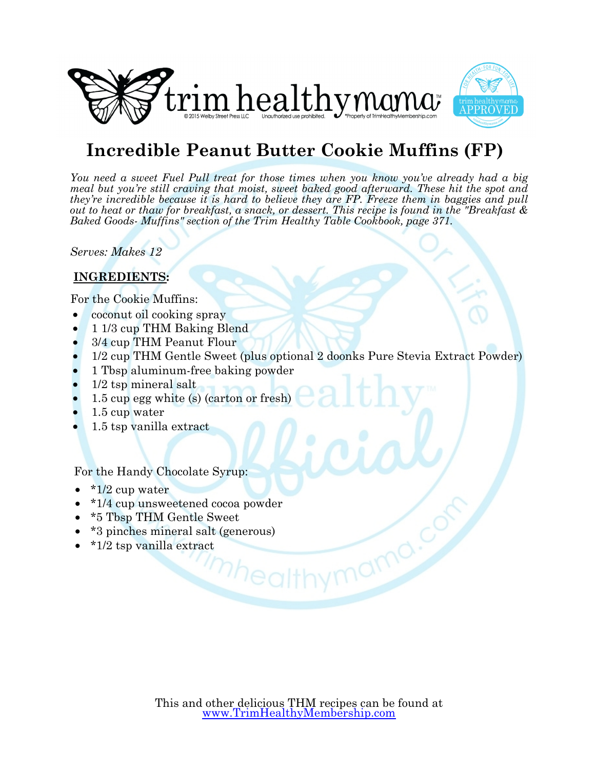# Incredible Peanut Butter Cookie Muffins (FP)

*You need a sweet Fuel Pull treat for those times when you know you've already had a big meal but you're still craving that moist, sweet baked good afterward. These hit the spot and they're incredible because it is hard to believe they are FP. Freeze them in baggies and pull out to heat or thaw for breakfast, a snack, or dessert. This recipe is found in the "Breakfast & Baked Goods- Muffins" section of the Trim Healthy Table Cookbook, page 371.*

*Serves: Makes 12*

**INGREDIENTS:**

For the Cookie Muffins:

- coconut oil cooking spray
- 1 1/3 cup THM Baking Blend
- 3/4 cup THM Peanut Flour
- 1/2 cup THM Gentle Sweet (plus optional 2 doonks Pure Stevia Extract Powder)
- 1 Tbsp aluminum-free baking powder
- 1/2 tsp mineral salt
- 1.5 cup egg white (s) (carton or fresh)
- 1.5 cup water
- 1.5 tsp vanilla extract

For the Handy Chocolate Syrup:

- *1/2 cup water
- *1/4 cup unsweetened cocoa powder
- *5 Tbsp THM Gentle Sweet
- *3 pinches mineral salt (generous)
- *1/2 tsp vanilla extract

This and other delicious THM recipes can be found at www.TrimHealthyMembership.com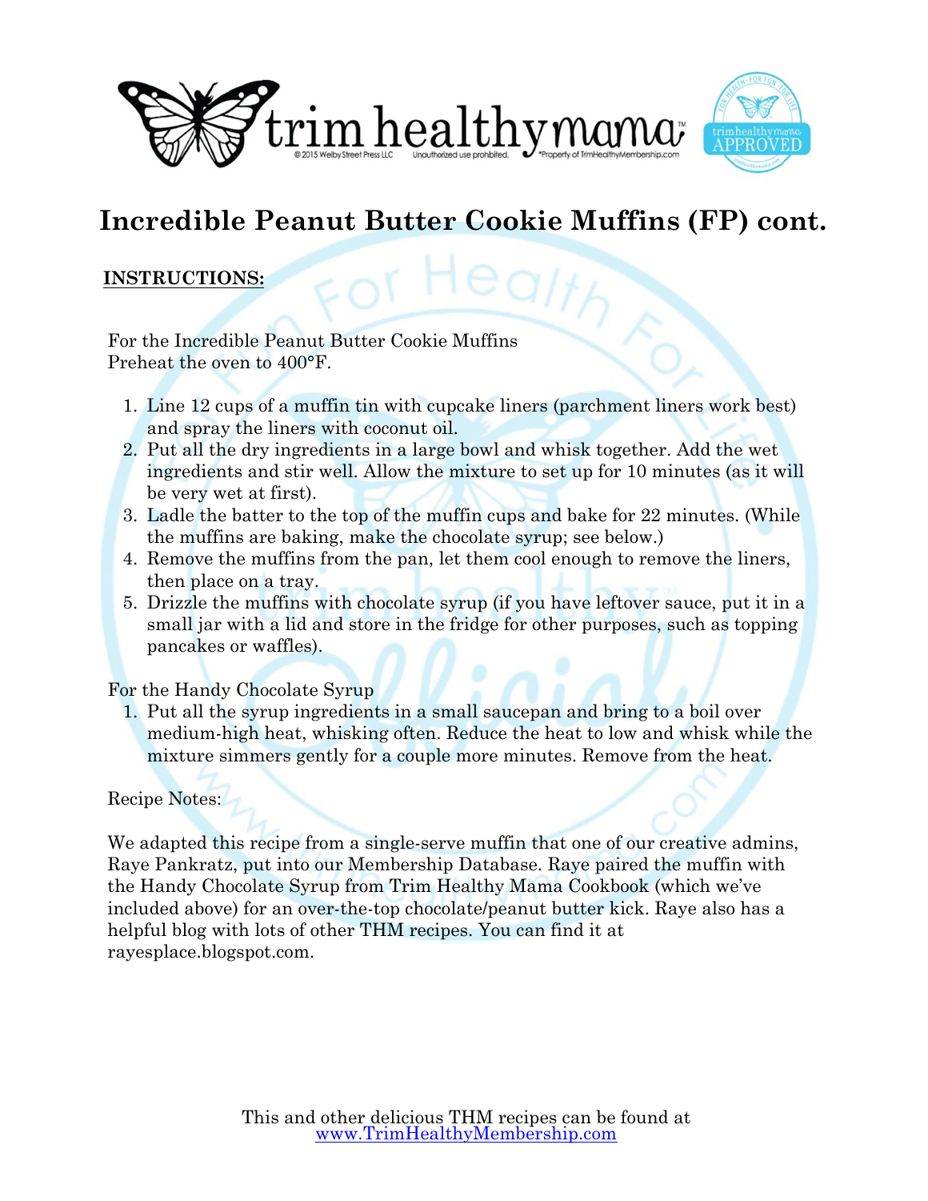# Incredible Peanut Butter Cookie Muffins (FP) cont.

**INSTRUCTIONS:**

For the Incredible Peanut Butter Cookie Muffins
Preheat the oven to 400°F.

1. Line 12 cups of a muffin tin with cupcake liners (parchment liners work best) and spray the liners with coconut oil.
2. Put all the dry ingredients in a large bowl and whisk together. Add the wet ingredients and stir well. Allow the mixture to set up for 10 minutes (as it will be very wet at first).
3. Ladle the batter to the top of the muffin cups and bake for 22 minutes. (While the muffins are baking, make the chocolate syrup; see below.)
4. Remove the muffins from the pan, let them cool enough to remove the liners, then place on a tray.
5. Drizzle the muffins with chocolate syrup (if you have leftover sauce, put it in a small jar with a lid and store in the fridge for other purposes, such as topping pancakes or waffles).

For the Handy Chocolate Syrup

1. Put all the syrup ingredients in a small saucepan and bring to a boil over medium-high heat, whisking often. Reduce the heat to low and whisk while the mixture simmers gently for a couple more minutes. Remove from the heat.

Recipe Notes:

We adapted this recipe from a single-serve muffin that one of our creative admins, Raye Pankratz, put into our Membership Database. Raye paired the muffin with the Handy Chocolate Syrup from Trim Healthy Mama Cookbook (which we've included above) for an over-the-top chocolate/peanut butter kick. Raye also has a helpful blog with lots of other THM recipes. You can find it at rayesplace.blogspot.com.

This and other delicious THM recipes can be found at
www.TrimHealthyMembership.com